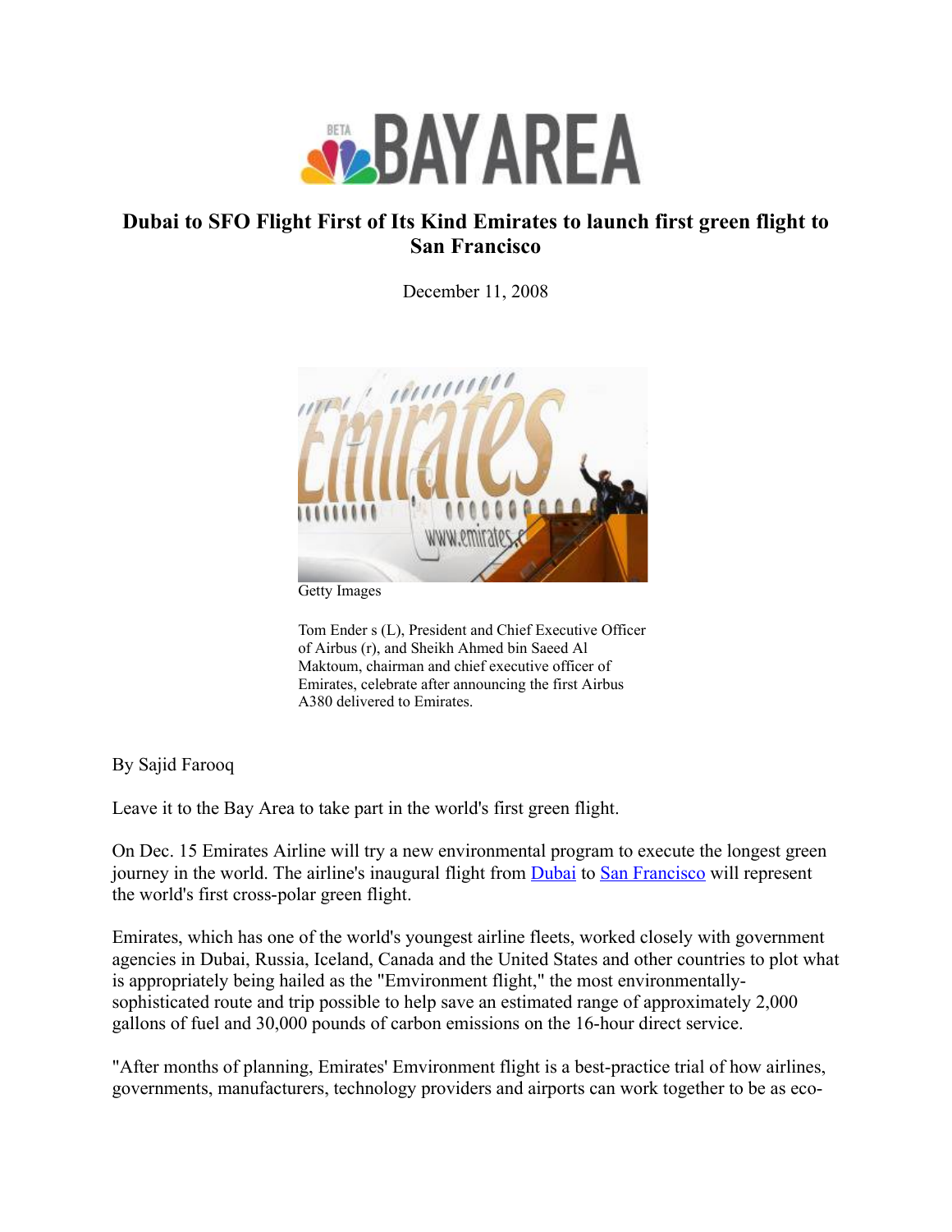# Dubai to SFO Flight First of Its Kind Emirates to launch first green flight to San Francisco

December 11, 2008

Getty Images

Tom Ender s (L), President and Chief Executive Officer of Airbus (r), and Sheikh Ahmed bin Saeed Al Maktoum, chairman and chief executive officer of Emirates, celebrate after announcing the first Airbus A380 delivered to Emirates.

By Sajid Farooq

Leave it to the Bay Area to take part in the world's first green flight.

On Dec. 15 Emirates Airline will try a new environmental program to execute the longest green journey in the world. The airline's inaugural flight from Dubai to San Francisco will represent the world's first cross-polar green flight.

Emirates, which has one of the world's youngest airline fleets, worked closely with government agencies in Dubai, Russia, Iceland, Canada and the United States and other countries to plot what is appropriately being hailed as the "Emvironment flight," the most environmentally-sophisticated route and trip possible to help save an estimated range of approximately 2,000 gallons of fuel and 30,000 pounds of carbon emissions on the 16-hour direct service.

"After months of planning, Emirates' Emvironment flight is a best-practice trial of how airlines, governments, manufacturers, technology providers and airports can work together to be as eco-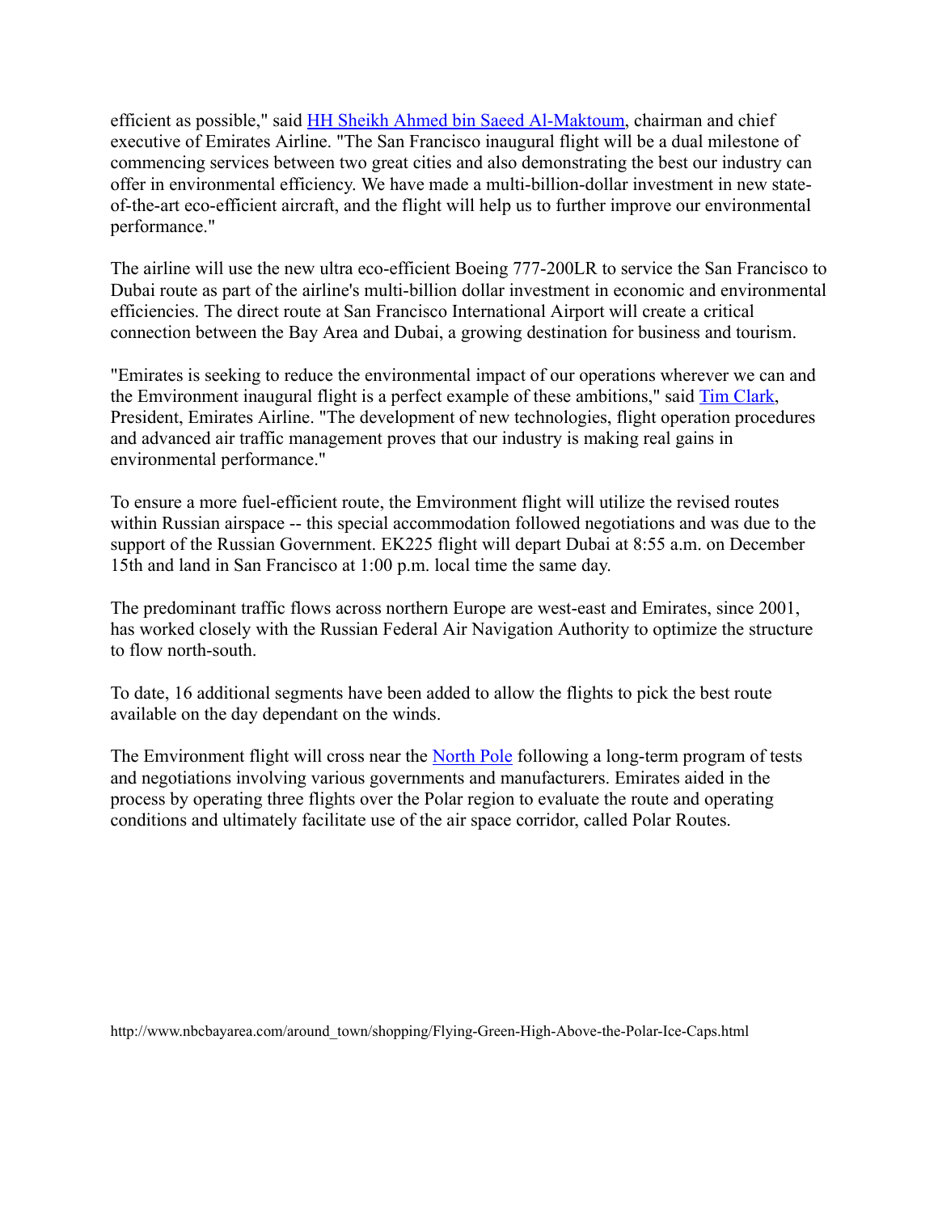efficient as possible," said [HH Sheikh Ahmed bin Saeed Al-Maktoum](), chairman and chief executive of Emirates Airline. "The San Francisco inaugural flight will be a dual milestone of commencing services between two great cities and also demonstrating the best our industry can offer in environmental efficiency. We have made a multi-billion-dollar investment in new state-of-the-art eco-efficient aircraft, and the flight will help us to further improve our environmental performance."

The airline will use the new ultra eco-efficient Boeing 777-200LR to service the San Francisco to Dubai route as part of the airline's multi-billion dollar investment in economic and environmental efficiencies. The direct route at San Francisco International Airport will create a critical connection between the Bay Area and Dubai, a growing destination for business and tourism.

"Emirates is seeking to reduce the environmental impact of our operations wherever we can and the Emvironment inaugural flight is a perfect example of these ambitions," said Tim Clark, President, Emirates Airline. "The development of new technologies, flight operation procedures and advanced air traffic management proves that our industry is making real gains in environmental performance."

To ensure a more fuel-efficient route, the Emvironment flight will utilize the revised routes within Russian airspace -- this special accommodation followed negotiations and was due to the support of the Russian Government. EK225 flight will depart Dubai at 8:55 a.m. on December 15th and land in San Francisco at 1:00 p.m. local time the same day.

The predominant traffic flows across northern Europe are west-east and Emirates, since 2001, has worked closely with the Russian Federal Air Navigation Authority to optimize the structure to flow north-south.

To date, 16 additional segments have been added to allow the flights to pick the best route available on the day dependant on the winds.

The Emvironment flight will cross near the North Pole following a long-term program of tests and negotiations involving various governments and manufacturers. Emirates aided in the process by operating three flights over the Polar region to evaluate the route and operating conditions and ultimately facilitate use of the air space corridor, called Polar Routes.

http://www.nbcbayarea.com/around_town/shopping/Flying-Green-High-Above-the-Polar-Ice-Caps.html